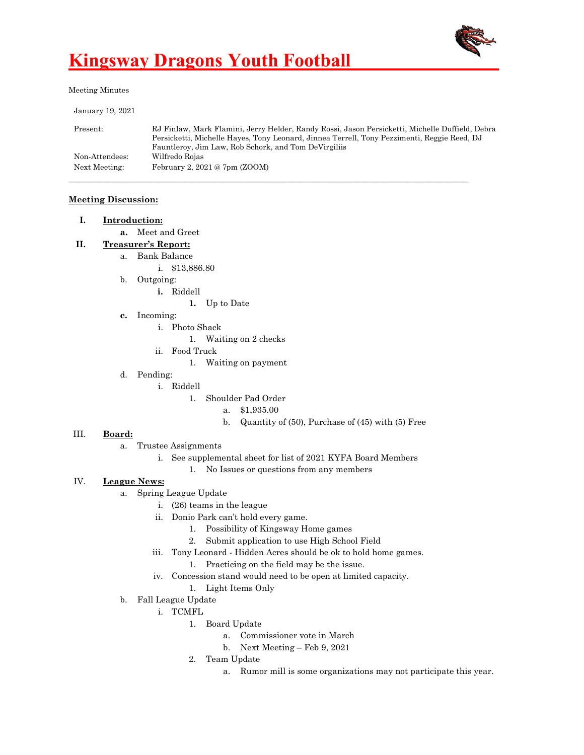# Kingsway Dragons Youth Football

Meeting Minutes

January 19, 2021

| | |
|---|---|
| Present: | RJ Finlaw, Mark Flamini, Jerry Helder, Randy Rossi, Jason Persicketti, Michelle Duffield, Debra Persicketti, Michelle Hayes, Tony Leonard, Jinnea Terrell, Tony Pezzimenti, Reggie Reed, DJ Fauntleroy, Jim Law, Rob Schork, and Tom DeVirgiliis |
| Non-Attendees: | Wilfredo Rojas |
| Next Meeting: | February 2, 2021 @ 7pm (ZOOM) |

---

**Meeting Discussion:**

- **I. Introduction:**
  - **a.** Meet and Greet
- **II. Treasurer's Report:**
  - a. Bank Balance
    - i. $13,886.80
  - b. Outgoing:
    - **i.** Riddell
      - **1.** Up to Date
  - **c.** Incoming:
    - i. Photo Shack
      - 1. Waiting on 2 checks
    - ii. Food Truck
      - 1. Waiting on payment
  - d. Pending:
    - i. Riddell
      - 1. Shoulder Pad Order
        - a. $1,935.00
        - b. Quantity of (50), Purchase of (45) with (5) Free
- III. **Board:**
  - a. Trustee Assignments
    - i. See supplemental sheet for list of 2021 KYFA Board Members
      - 1. No Issues or questions from any members
- IV. **League News:**
  - a. Spring League Update
    - i. (26) teams in the league
    - ii. Donio Park can't hold every game.
      - 1. Possibility of Kingsway Home games
      - 2. Submit application to use High School Field
    - iii. Tony Leonard - Hidden Acres should be ok to hold home games.
      - 1. Practicing on the field may be the issue.
    - iv. Concession stand would need to be open at limited capacity.
      - 1. Light Items Only
  - b. Fall League Update
    - i. TCMFL
      - 1. Board Update
        - a. Commissioner vote in March
        - b. Next Meeting – Feb 9, 2021
      - 2. Team Update
        - a. Rumor mill is some organizations may not participate this year.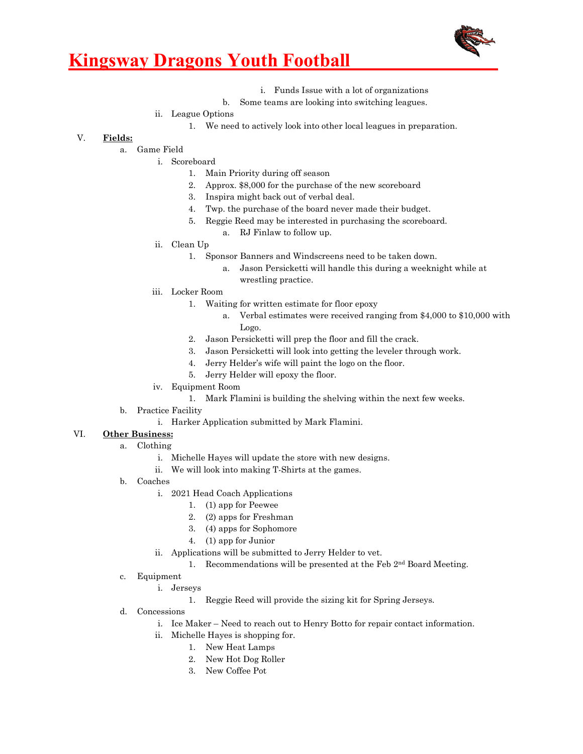i. Funds Issue with a lot of organizations

b. Some teams are looking into switching leagues.

ii. League Options

1. We need to actively look into other local leagues in preparation.

V. **Fields:**

- a. Game Field
  - i. Scoreboard
    1. Main Priority during off season
    2. Approx. $8,000 for the purchase of the new scoreboard
    3. Inspira might back out of verbal deal.
    4. Twp. the purchase of the board never made their budget.
    5. Reggie Reed may be interested in purchasing the scoreboard.
       - a. RJ Finlaw to follow up.
  - ii. Clean Up
    1. Sponsor Banners and Windscreens need to be taken down.
       - a. Jason Persicketti will handle this during a weeknight while at wrestling practice.
  - iii. Locker Room
    1. Waiting for written estimate for floor epoxy
       - a. Verbal estimates were received ranging from $4,000 to $10,000 with Logo.
    2. Jason Persicketti will prep the floor and fill the crack.
    3. Jason Persicketti will look into getting the leveler through work.
    4. Jerry Helder's wife will paint the logo on the floor.
    5. Jerry Helder will epoxy the floor.
  - iv. Equipment Room
    1. Mark Flamini is building the shelving within the next few weeks.
- b. Practice Facility
  - i. Harker Application submitted by Mark Flamini.

VI. **Other Business:**

- a. Clothing
  - i. Michelle Hayes will update the store with new designs.
  - ii. We will look into making T-Shirts at the games.
- b. Coaches
  - i. 2021 Head Coach Applications
    1. (1) app for Peewee
    2. (2) apps for Freshman
    3. (4) apps for Sophomore
    4. (1) app for Junior
  - ii. Applications will be submitted to Jerry Helder to vet.
    1. Recommendations will be presented at the Feb 2nd Board Meeting.
- c. Equipment
  - i. Jerseys
    1. Reggie Reed will provide the sizing kit for Spring Jerseys.
- d. Concessions
  - i. Ice Maker – Need to reach out to Henry Botto for repair contact information.
  - ii. Michelle Hayes is shopping for.
    1. New Heat Lamps
    2. New Hot Dog Roller
    3. New Coffee Pot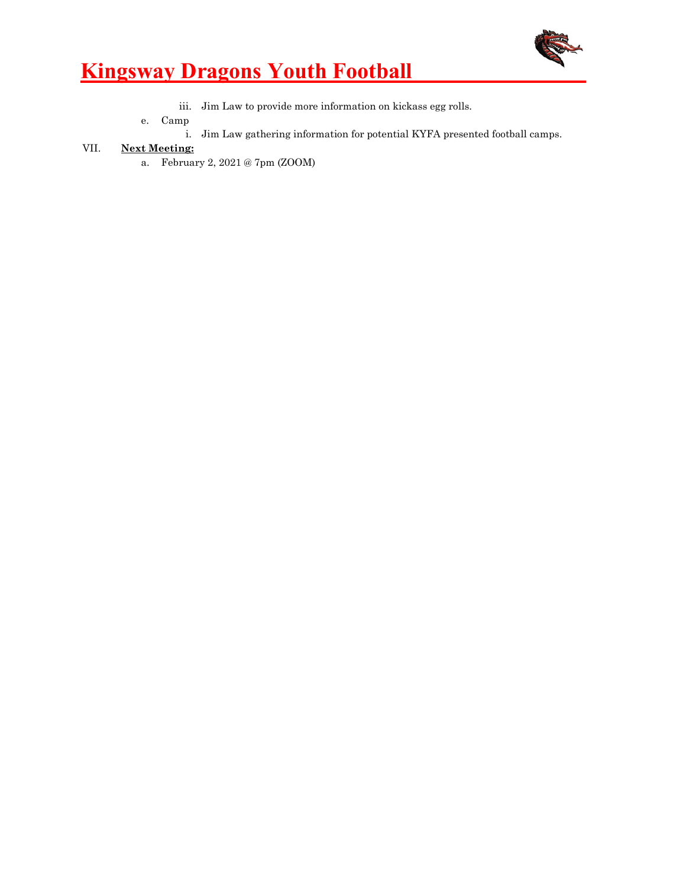iii. Jim Law to provide more information on kickass egg rolls.

e. Camp

i. Jim Law gathering information for potential KYFA presented football camps.

VII. **Next Meeting:**

a. February 2, 2021 @ 7pm (ZOOM)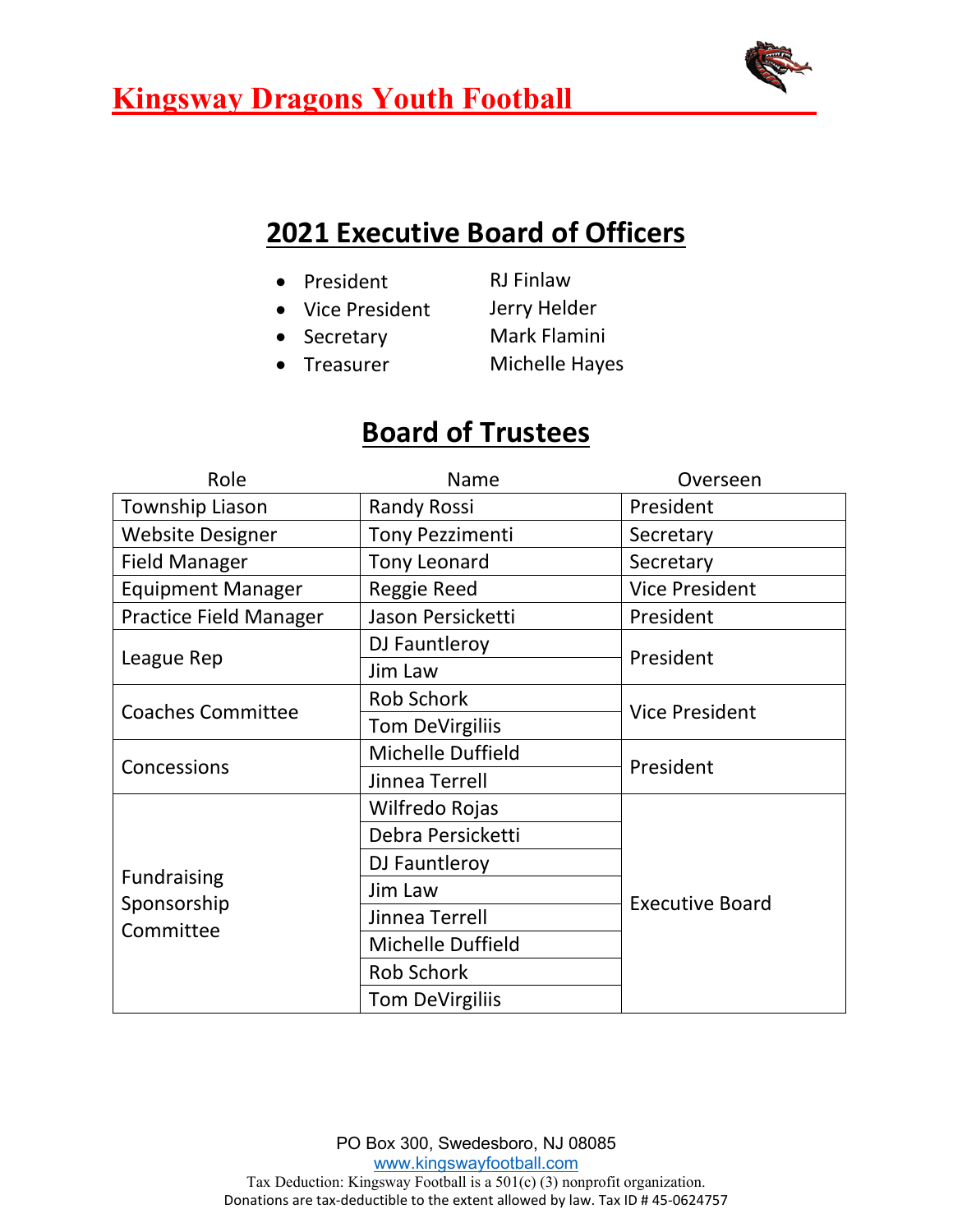# Kingsway Dragons Youth Football

## 2021 Executive Board of Officers

- President RJ Finlaw
- Vice President Jerry Helder
- Secretary Mark Flamini
- Treasurer Michelle Hayes

## Board of Trustees

| Role | Name | Overseen |
|---|---|---|
| Township Liason | Randy Rossi | President |
| Website Designer | Tony Pezzimenti | Secretary |
| Field Manager | Tony Leonard | Secretary |
| Equipment Manager | Reggie Reed | Vice President |
| Practice Field Manager | Jason Persicketti | President |
| League Rep | DJ Fauntleroy | President |
| | Jim Law | |
| Coaches Committee | Rob Schork | Vice President |
| | Tom DeVirgiliis | |
| Concessions | Michelle Duffield | President |
| | Jinnea Terrell | |
| Fundraising Sponsorship Committee | Wilfredo Rojas | Executive Board |
| | Debra Persicketti | |
| | DJ Fauntleroy | |
| | Jim Law | |
| | Jinnea Terrell | |
| | Michelle Duffield | |
| | Rob Schork | |
| | Tom DeVirgiliis | |

PO Box 300, Swedesboro, NJ 08085
www.kingswayfootball.com
Tax Deduction: Kingsway Football is a 501(c) (3) nonprofit organization.
Donations are tax-deductible to the extent allowed by law. Tax ID # 45-0624757